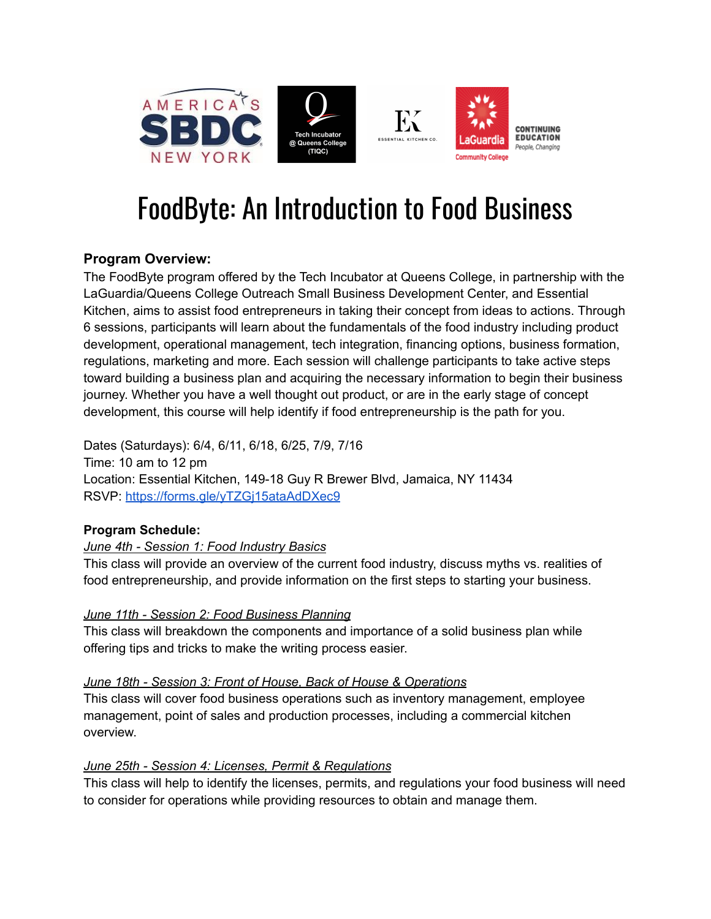# FoodByte: An Introduction to Food Business

**Program Overview:**

The FoodByte program offered by the Tech Incubator at Queens College, in partnership with the LaGuardia/Queens College Outreach Small Business Development Center, and Essential Kitchen, aims to assist food entrepreneurs in taking their concept from ideas to actions. Through 6 sessions, participants will learn about the fundamentals of the food industry including product development, operational management, tech integration, financing options, business formation, regulations, marketing and more. Each session will challenge participants to take active steps toward building a business plan and acquiring the necessary information to begin their business journey. Whether you have a well thought out product, or are in the early stage of concept development, this course will help identify if food entrepreneurship is the path for you.

Dates (Saturdays): 6/4, 6/11, 6/18, 6/25, 7/9, 7/16
Time: 10 am to 12 pm
Location: Essential Kitchen, 149-18 Guy R Brewer Blvd, Jamaica, NY 11434
RSVP: https://forms.gle/yTZGj15ataAdDXec9

**Program Schedule:**

*June 4th - Session 1: Food Industry Basics*
This class will provide an overview of the current food industry, discuss myths vs. realities of food entrepreneurship, and provide information on the first steps to starting your business.

*June 11th - Session 2: Food Business Planning*
This class will breakdown the components and importance of a solid business plan while offering tips and tricks to make the writing process easier.

*June 18th - Session 3: Front of House, Back of House & Operations*
This class will cover food business operations such as inventory management, employee management, point of sales and production processes, including a commercial kitchen overview.

*June 25th - Session 4: Licenses, Permit & Regulations*
This class will help to identify the licenses, permits, and regulations your food business will need to consider for operations while providing resources to obtain and manage them.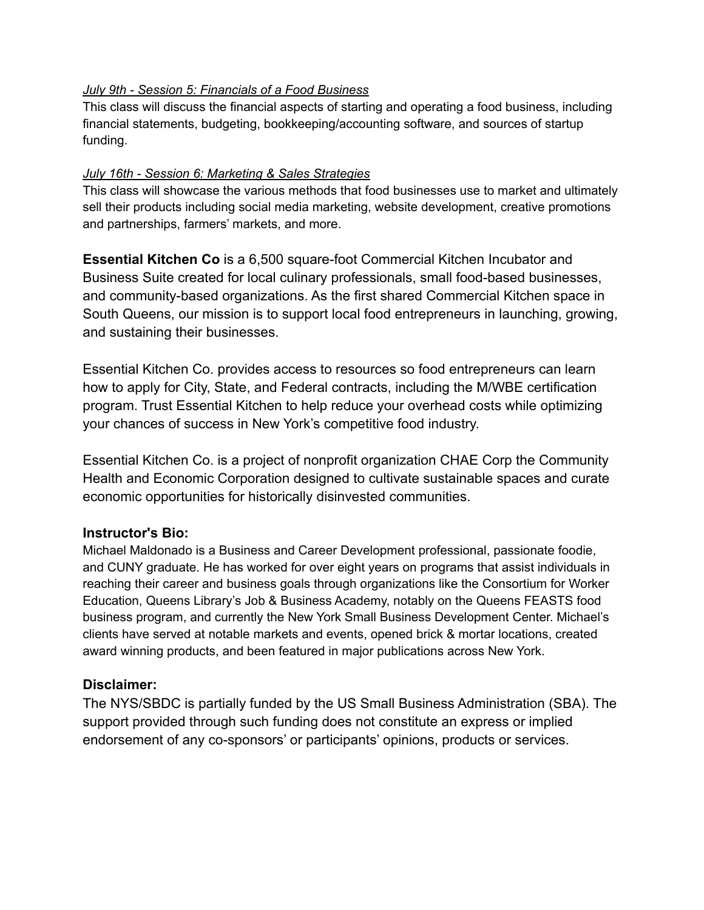*July 9th - Session 5: Financials of a Food Business*

This class will discuss the financial aspects of starting and operating a food business, including financial statements, budgeting, bookkeeping/accounting software, and sources of startup funding.

*July 16th - Session 6: Marketing & Sales Strategies*

This class will showcase the various methods that food businesses use to market and ultimately sell their products including social media marketing, website development, creative promotions and partnerships, farmers' markets, and more.

**Essential Kitchen Co** is a 6,500 square-foot Commercial Kitchen Incubator and Business Suite created for local culinary professionals, small food-based businesses, and community-based organizations. As the first shared Commercial Kitchen space in South Queens, our mission is to support local food entrepreneurs in launching, growing, and sustaining their businesses.

Essential Kitchen Co. provides access to resources so food entrepreneurs can learn how to apply for City, State, and Federal contracts, including the M/WBE certification program. Trust Essential Kitchen to help reduce your overhead costs while optimizing your chances of success in New York's competitive food industry.

Essential Kitchen Co. is a project of nonprofit organization CHAE Corp the Community Health and Economic Corporation designed to cultivate sustainable spaces and curate economic opportunities for historically disinvested communities.

### Instructor's Bio:

Michael Maldonado is a Business and Career Development professional, passionate foodie, and CUNY graduate. He has worked for over eight years on programs that assist individuals in reaching their career and business goals through organizations like the Consortium for Worker Education, Queens Library's Job & Business Academy, notably on the Queens FEASTS food business program, and currently the New York Small Business Development Center. Michael's clients have served at notable markets and events, opened brick & mortar locations, created award winning products, and been featured in major publications across New York.

### Disclaimer:

The NYS/SBDC is partially funded by the US Small Business Administration (SBA). The support provided through such funding does not constitute an express or implied endorsement of any co-sponsors' or participants' opinions, products or services.